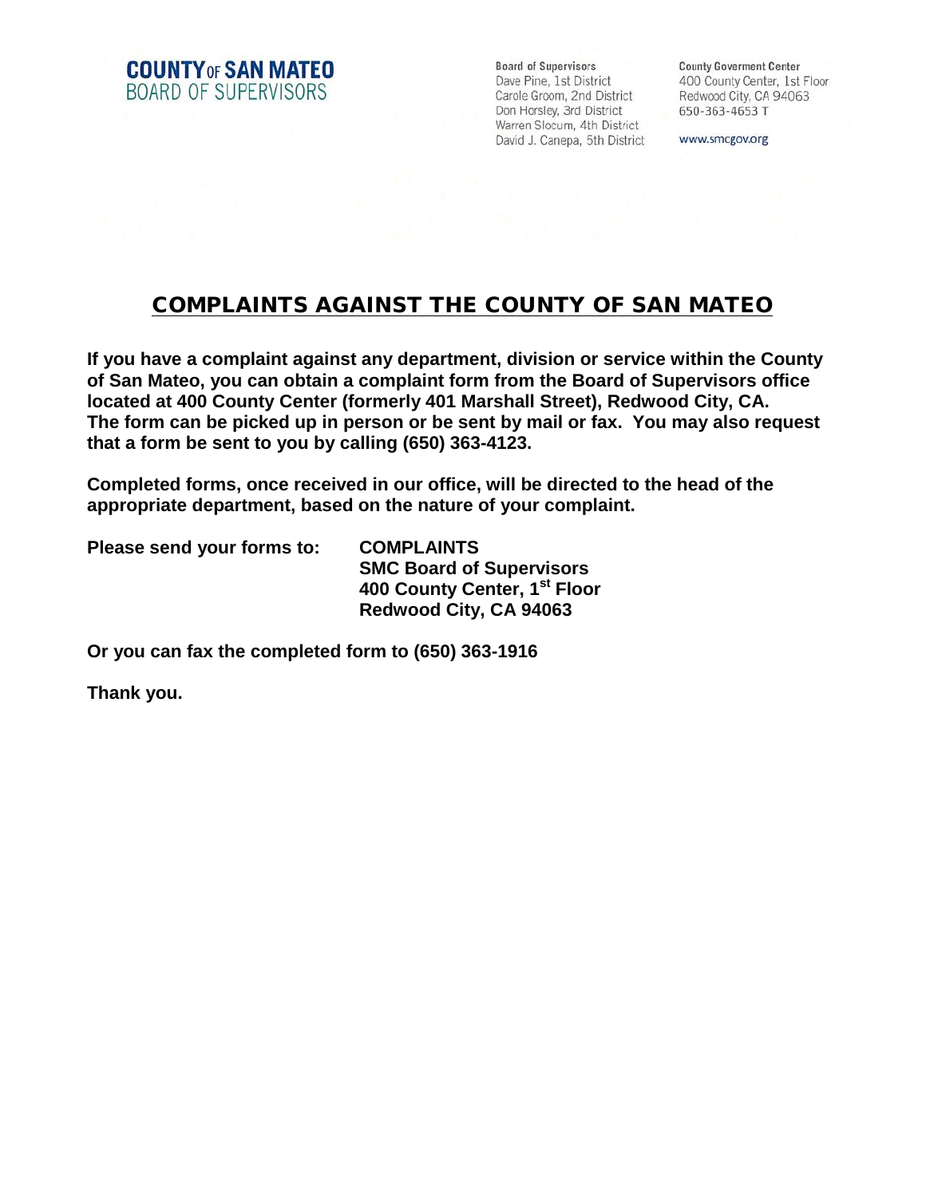**COUNTY OF SAN MATEO**
BOARD OF SUPERVISORS

**Board of Supervisors**
Dave Pine, 1st District
Carole Groom, 2nd District
Don Horsley, 3rd District
Warren Slocum, 4th District
David J. Canepa, 5th District

**County Goverment Center**
400 County Center, 1st Floor
Redwood City, CA 94063
650-363-4653 T

www.smcgov.org

# COMPLAINTS AGAINST THE COUNTY OF SAN MATEO

**If you have a complaint against any department, division or service within the County of San Mateo, you can obtain a complaint form from the Board of Supervisors office located at 400 County Center (formerly 401 Marshall Street), Redwood City, CA. The form can be picked up in person or be sent by mail or fax. You may also request that a form be sent to you by calling (650) 363-4123.**

**Completed forms, once received in our office, will be directed to the head of the appropriate department, based on the nature of your complaint.**

**Please send your forms to:**

**COMPLAINTS**
**SMC Board of Supervisors**
**400 County Center, 1st Floor**
**Redwood City, CA 94063**

**Or you can fax the completed form to (650) 363-1916**

**Thank you.**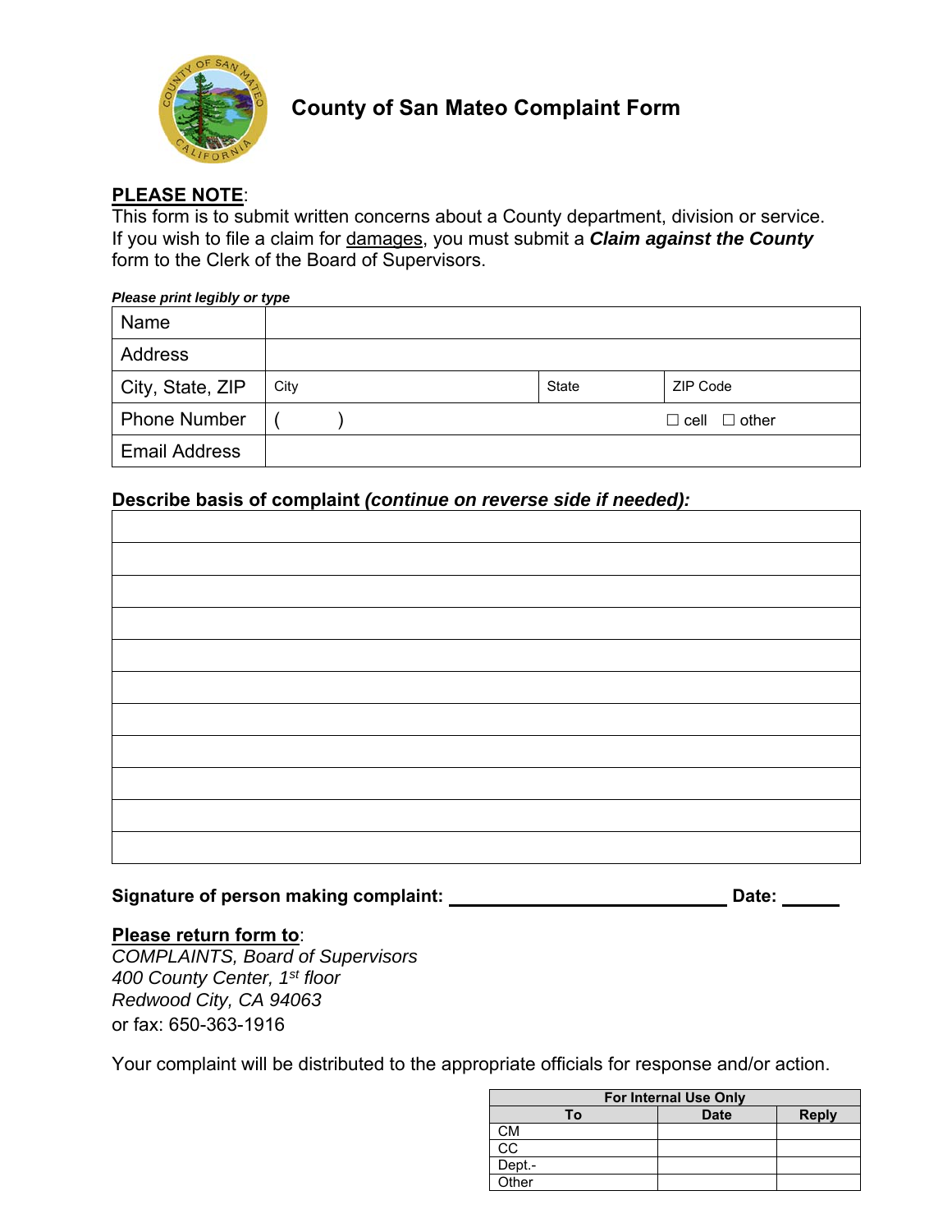# County of San Mateo Complaint Form

**PLEASE NOTE**:
This form is to submit written concerns about a County department, division or service. If you wish to file a claim for damages, you must submit a ***Claim against the County*** form to the Clerk of the Board of Supervisors.

***Please print legibly or type***

| | | | |
|---|---|---|---|
| Name | | | |
| Address | | | |
| City, State, ZIP | City | State | ZIP Code |
| Phone Number | ( ) | | ☐ cell ☐ other |
| Email Address | | | |

**Describe basis of complaint *(continue on reverse side if needed)*:**

| |
|---|
| |
| |
| |
| |
| |
| |
| |
| |
| |
| |

**Signature of person making complaint:** ____________________________ **Date:** ______

**Please return form to**:
*COMPLAINTS, Board of Supervisors*
*400 County Center, 1st floor*
*Redwood City, CA 94063*
or fax: 650-363-1916

Your complaint will be distributed to the appropriate officials for response and/or action.

| For Internal Use Only | | |
|---|---|---|
| **To** | **Date** | **Reply** |
| CM | | |
| CC | | |
| Dept.- | | |
| Other | | |